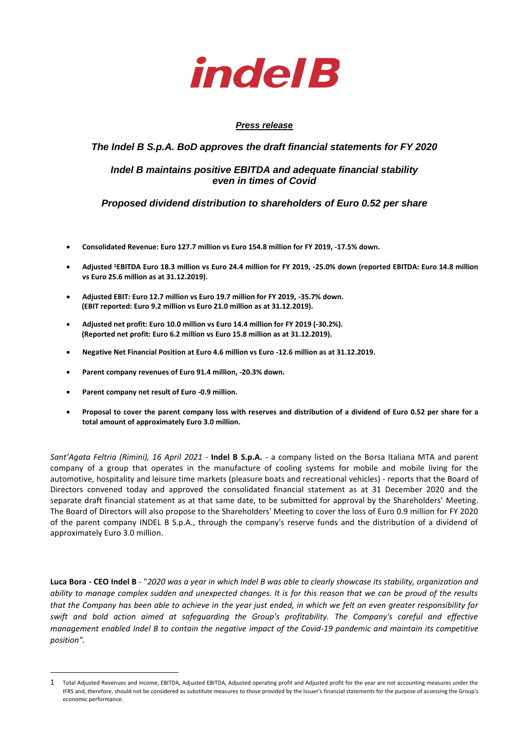***Press release***

## *The Indel B S.p.A. BoD approves the draft financial statements for FY 2020*

### *Indel B maintains positive EBITDA and adequate financial stability even in times of Covid*

### *Proposed dividend distribution to shareholders of Euro 0.52 per share*

- **Consolidated Revenue: Euro 127.7 million vs Euro 154.8 million for FY 2019, -17.5% down.**
- **Adjusted [1]EBITDA Euro 18.3 million vs Euro 24.4 million for FY 2019, -25.0% down (reported EBITDA: Euro 14.8 million vs Euro 25.6 million as at 31.12.2019).**
- **Adjusted EBIT: Euro 12.7 million vs Euro 19.7 million for FY 2019, -35.7% down. (EBIT reported: Euro 9.2 million vs Euro 21.0 million as at 31.12.2019).**
- **Adjusted net profit: Euro 10.0 million vs Euro 14.4 million for FY 2019 (-30.2%). (Reported net profit: Euro 6.2 million vs Euro 15.8 million as at 31.12.2019).**
- **Negative Net Financial Position at Euro 4.6 million vs Euro -12.6 million as at 31.12.2019.**
- **Parent company revenues of Euro 91.4 million, -20.3% down.**
- **Parent company net result of Euro -0.9 million.**
- **Proposal to cover the parent company loss with reserves and distribution of a dividend of Euro 0.52 per share for a total amount of approximately Euro 3.0 million.**

*Sant'Agata Feltria (Rimini), 16 April 2021* - **Indel B S.p.A.** - a company listed on the Borsa Italiana MTA and parent company of a group that operates in the manufacture of cooling systems for mobile and mobile living for the automotive, hospitality and leisure time markets (pleasure boats and recreational vehicles) - reports that the Board of Directors convened today and approved the consolidated financial statement as at 31 December 2020 and the separate draft financial statement as at that same date, to be submitted for approval by the Shareholders' Meeting. The Board of Directors will also propose to the Shareholders' Meeting to cover the loss of Euro 0.9 million for FY 2020 of the parent company INDEL B S.p.A., through the company's reserve funds and the distribution of a dividend of approximately Euro 3.0 million.

**Luca Bora - CEO Indel B** - "*2020 was a year in which Indel B was able to clearly showcase its stability, organization and ability to manage complex sudden and unexpected changes. It is for this reason that we can be proud of the results that the Company has been able to achieve in the year just ended, in which we felt an even greater responsibility for swift and bold action aimed at safeguarding the Group's profitability. The Company's careful and effective management enabled Indel B to contain the negative impact of the Covid-19 pandemic and maintain its competitive position".*

---

[1] Total Adjusted Revenues and income, EBITDA, Adjusted EBITDA, Adjusted operating profit and Adjusted profit for the year are not accounting measures under the IFRS and, therefore, should not be considered as substitute measures to those provided by the Issuer's financial statements for the purpose of assessing the Group's economic performance.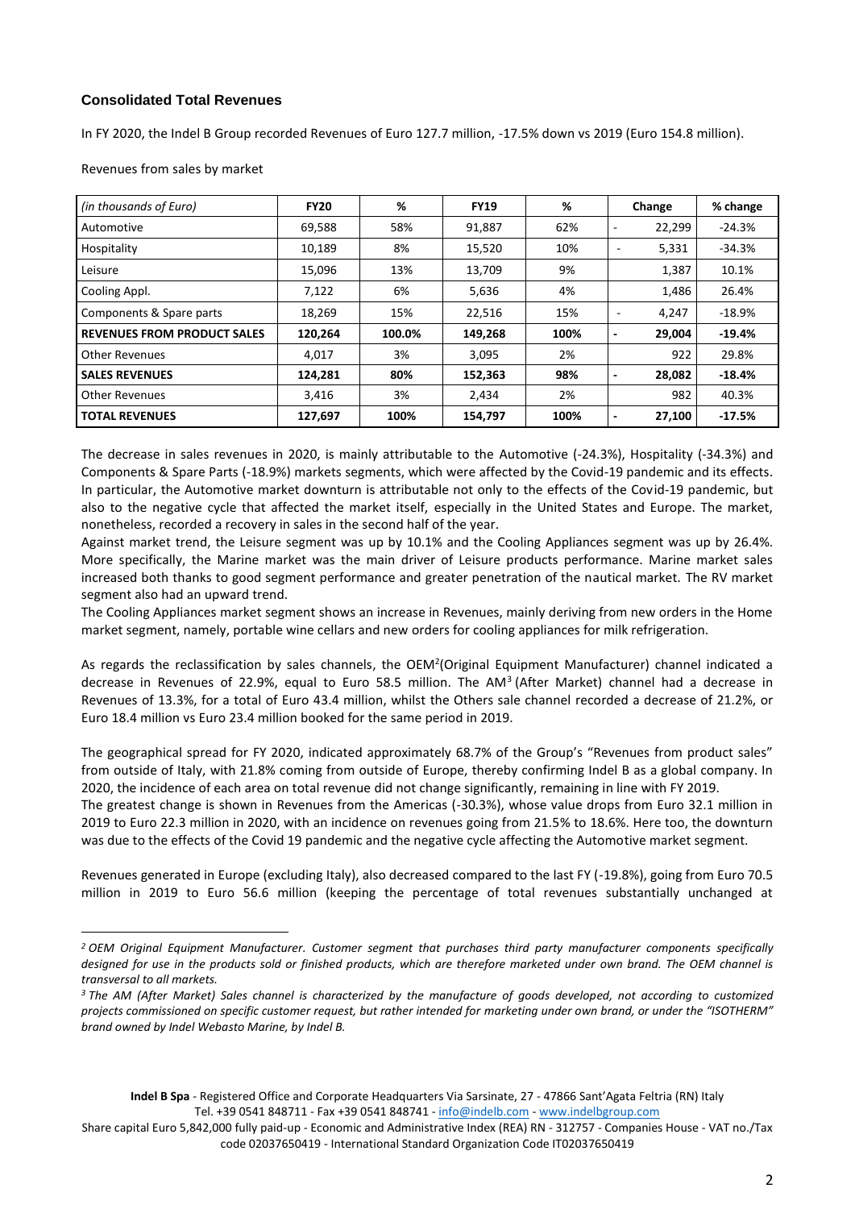### Consolidated Total Revenues

In FY 2020, the Indel B Group recorded Revenues of Euro 127.7 million, -17.5% down vs 2019 (Euro 154.8 million).

Revenues from sales by market

| *(in thousands of Euro)* | FY20 | % | FY19 | % | Change | % change |
|---|---|---|---|---|---|---|
| Automotive | 69,588 | 58% | 91,887 | 62% | - 22,299 | -24.3% |
| Hospitality | 10,189 | 8% | 15,520 | 10% | - 5,331 | -34.3% |
| Leisure | 15,096 | 13% | 13,709 | 9% | 1,387 | 10.1% |
| Cooling Appl. | 7,122 | 6% | 5,636 | 4% | 1,486 | 26.4% |
| Components & Spare parts | 18,269 | 15% | 22,516 | 15% | - 4,247 | -18.9% |
| **REVENUES FROM PRODUCT SALES** | **120,264** | **100.0%** | **149,268** | **100%** | **- 29,004** | **-19.4%** |
| Other Revenues | 4,017 | 3% | 3,095 | 2% | 922 | 29.8% |
| **SALES REVENUES** | **124,281** | **80%** | **152,363** | **98%** | **- 28,082** | **-18.4%** |
| Other Revenues | 3,416 | 3% | 2,434 | 2% | 982 | 40.3% |
| **TOTAL REVENUES** | **127,697** | **100%** | **154,797** | **100%** | **- 27,100** | **-17.5%** |

The decrease in sales revenues in 2020, is mainly attributable to the Automotive (-24.3%), Hospitality (-34.3%) and Components & Spare Parts (-18.9%) markets segments, which were affected by the Covid-19 pandemic and its effects. In particular, the Automotive market downturn is attributable not only to the effects of the Covid-19 pandemic, but also to the negative cycle that affected the market itself, especially in the United States and Europe. The market, nonetheless, recorded a recovery in sales in the second half of the year.
Against market trend, the Leisure segment was up by 10.1% and the Cooling Appliances segment was up by 26.4%. More specifically, the Marine market was the main driver of Leisure products performance. Marine market sales increased both thanks to good segment performance and greater penetration of the nautical market. The RV market segment also had an upward trend.
The Cooling Appliances market segment shows an increase in Revenues, mainly deriving from new orders in the Home market segment, namely, portable wine cellars and new orders for cooling appliances for milk refrigeration.

As regards the reclassification by sales channels, the OEM[2](Original Equipment Manufacturer) channel indicated a decrease in Revenues of 22.9%, equal to Euro 58.5 million. The AM[3] (After Market) channel had a decrease in Revenues of 13.3%, for a total of Euro 43.4 million, whilst the Others sale channel recorded a decrease of 21.2%, or Euro 18.4 million vs Euro 23.4 million booked for the same period in 2019.

The geographical spread for FY 2020, indicated approximately 68.7% of the Group's "Revenues from product sales" from outside of Italy, with 21.8% coming from outside of Europe, thereby confirming Indel B as a global company. In 2020, the incidence of each area on total revenue did not change significantly, remaining in line with FY 2019.
The greatest change is shown in Revenues from the Americas (-30.3%), whose value drops from Euro 32.1 million in 2019 to Euro 22.3 million in 2020, with an incidence on revenues going from 21.5% to 18.6%. Here too, the downturn was due to the effects of the Covid 19 pandemic and the negative cycle affecting the Automotive market segment.

Revenues generated in Europe (excluding Italy), also decreased compared to the last FY (-19.8%), going from Euro 70.5 million in 2019 to Euro 56.6 million (keeping the percentage of total revenues substantially unchanged at

---

*[2] OEM Original Equipment Manufacturer. Customer segment that purchases third party manufacturer components specifically designed for use in the products sold or finished products, which are therefore marketed under own brand. The OEM channel is transversal to all markets.*

*[3] The AM (After Market) Sales channel is characterized by the manufacture of goods developed, not according to customized projects commissioned on specific customer request, but rather intended for marketing under own brand, or under the "ISOTHERM" brand owned by Indel Webasto Marine, by Indel B.*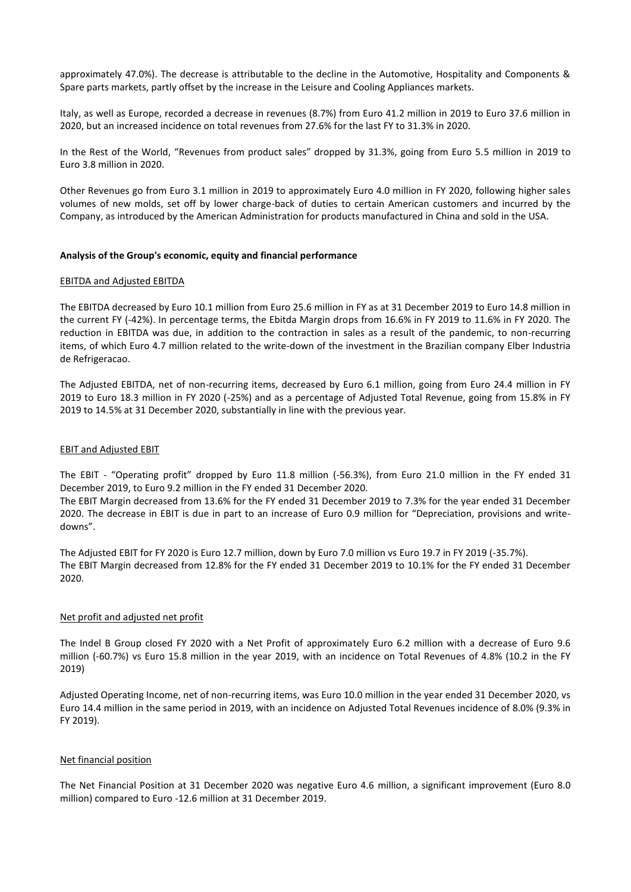approximately 47.0%). The decrease is attributable to the decline in the Automotive, Hospitality and Components & Spare parts markets, partly offset by the increase in the Leisure and Cooling Appliances markets.

Italy, as well as Europe, recorded a decrease in revenues (8.7%) from Euro 41.2 million in 2019 to Euro 37.6 million in 2020, but an increased incidence on total revenues from 27.6% for the last FY to 31.3% in 2020.

In the Rest of the World, "Revenues from product sales" dropped by 31.3%, going from Euro 5.5 million in 2019 to Euro 3.8 million in 2020.

Other Revenues go from Euro 3.1 million in 2019 to approximately Euro 4.0 million in FY 2020, following higher sales volumes of new molds, set off by lower charge-back of duties to certain American customers and incurred by the Company, as introduced by the American Administration for products manufactured in China and sold in the USA.

**Analysis of the Group's economic, equity and financial performance**

EBITDA and Adjusted EBITDA

The EBITDA decreased by Euro 10.1 million from Euro 25.6 million in FY as at 31 December 2019 to Euro 14.8 million in the current FY (-42%). In percentage terms, the Ebitda Margin drops from 16.6% in FY 2019 to 11.6% in FY 2020. The reduction in EBITDA was due, in addition to the contraction in sales as a result of the pandemic, to non-recurring items, of which Euro 4.7 million related to the write-down of the investment in the Brazilian company Elber Industria de Refrigeracao.

The Adjusted EBITDA, net of non-recurring items, decreased by Euro 6.1 million, going from Euro 24.4 million in FY 2019 to Euro 18.3 million in FY 2020 (-25%) and as a percentage of Adjusted Total Revenue, going from 15.8% in FY 2019 to 14.5% at 31 December 2020, substantially in line with the previous year.

EBIT and Adjusted EBIT

The EBIT - "Operating profit" dropped by Euro 11.8 million (-56.3%), from Euro 21.0 million in the FY ended 31 December 2019, to Euro 9.2 million in the FY ended 31 December 2020.
The EBIT Margin decreased from 13.6% for the FY ended 31 December 2019 to 7.3% for the year ended 31 December 2020. The decrease in EBIT is due in part to an increase of Euro 0.9 million for "Depreciation, provisions and write-downs".

The Adjusted EBIT for FY 2020 is Euro 12.7 million, down by Euro 7.0 million vs Euro 19.7 in FY 2019 (-35.7%).
The EBIT Margin decreased from 12.8% for the FY ended 31 December 2019 to 10.1% for the FY ended 31 December 2020.

Net profit and adjusted net profit

The Indel B Group closed FY 2020 with a Net Profit of approximately Euro 6.2 million with a decrease of Euro 9.6 million (-60.7%) vs Euro 15.8 million in the year 2019, with an incidence on Total Revenues of 4.8% (10.2 in the FY 2019)

Adjusted Operating Income, net of non-recurring items, was Euro 10.0 million in the year ended 31 December 2020, vs Euro 14.4 million in the same period in 2019, with an incidence on Adjusted Total Revenues incidence of 8.0% (9.3% in FY 2019).

Net financial position

The Net Financial Position at 31 December 2020 was negative Euro 4.6 million, a significant improvement (Euro 8.0 million) compared to Euro -12.6 million at 31 December 2019.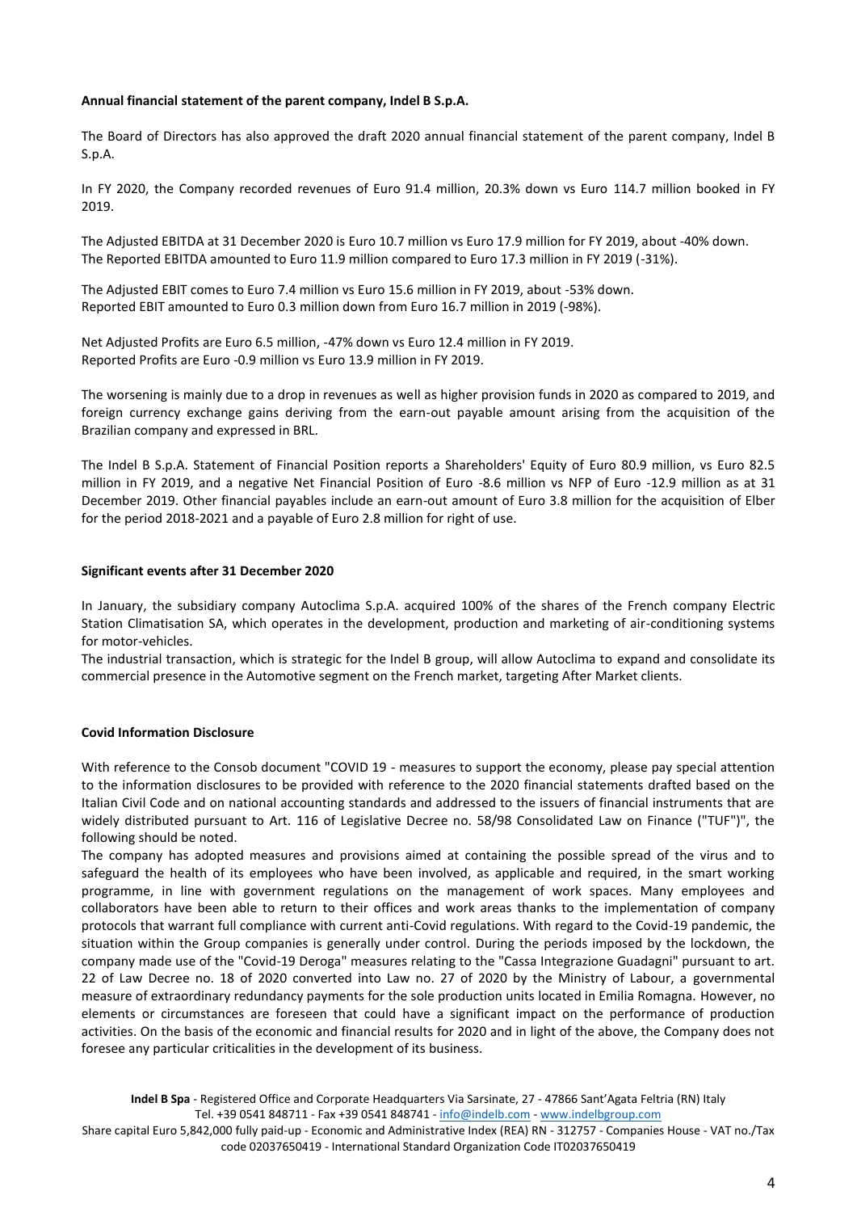**Annual financial statement of the parent company, Indel B S.p.A.**

The Board of Directors has also approved the draft 2020 annual financial statement of the parent company, Indel B S.p.A.

In FY 2020, the Company recorded revenues of Euro 91.4 million, 20.3% down vs Euro 114.7 million booked in FY 2019.

The Adjusted EBITDA at 31 December 2020 is Euro 10.7 million vs Euro 17.9 million for FY 2019, about -40% down.
The Reported EBITDA amounted to Euro 11.9 million compared to Euro 17.3 million in FY 2019 (-31%).

The Adjusted EBIT comes to Euro 7.4 million vs Euro 15.6 million in FY 2019, about -53% down.
Reported EBIT amounted to Euro 0.3 million down from Euro 16.7 million in 2019 (-98%).

Net Adjusted Profits are Euro 6.5 million, -47% down vs Euro 12.4 million in FY 2019.
Reported Profits are Euro -0.9 million vs Euro 13.9 million in FY 2019.

The worsening is mainly due to a drop in revenues as well as higher provision funds in 2020 as compared to 2019, and foreign currency exchange gains deriving from the earn-out payable amount arising from the acquisition of the Brazilian company and expressed in BRL.

The Indel B S.p.A. Statement of Financial Position reports a Shareholders' Equity of Euro 80.9 million, vs Euro 82.5 million in FY 2019, and a negative Net Financial Position of Euro -8.6 million vs NFP of Euro -12.9 million as at 31 December 2019. Other financial payables include an earn-out amount of Euro 3.8 million for the acquisition of Elber for the period 2018-2021 and a payable of Euro 2.8 million for right of use.

**Significant events after 31 December 2020**

In January, the subsidiary company Autoclima S.p.A. acquired 100% of the shares of the French company Electric Station Climatisation SA, which operates in the development, production and marketing of air-conditioning systems for motor-vehicles.
The industrial transaction, which is strategic for the Indel B group, will allow Autoclima to expand and consolidate its commercial presence in the Automotive segment on the French market, targeting After Market clients.

**Covid Information Disclosure**

With reference to the Consob document "COVID 19 - measures to support the economy, please pay special attention to the information disclosures to be provided with reference to the 2020 financial statements drafted based on the Italian Civil Code and on national accounting standards and addressed to the issuers of financial instruments that are widely distributed pursuant to Art. 116 of Legislative Decree no. 58/98 Consolidated Law on Finance ("TUF")", the following should be noted.
The company has adopted measures and provisions aimed at containing the possible spread of the virus and to safeguard the health of its employees who have been involved, as applicable and required, in the smart working programme, in line with government regulations on the management of work spaces. Many employees and collaborators have been able to return to their offices and work areas thanks to the implementation of company protocols that warrant full compliance with current anti-Covid regulations. With regard to the Covid-19 pandemic, the situation within the Group companies is generally under control. During the periods imposed by the lockdown, the company made use of the "Covid-19 Deroga" measures relating to the "Cassa Integrazione Guadagni" pursuant to art. 22 of Law Decree no. 18 of 2020 converted into Law no. 27 of 2020 by the Ministry of Labour, a governmental measure of extraordinary redundancy payments for the sole production units located in Emilia Romagna. However, no elements or circumstances are foreseen that could have a significant impact on the performance of production activities. On the basis of the economic and financial results for 2020 and in light of the above, the Company does not foresee any particular criticalities in the development of its business.

**Indel B Spa** - Registered Office and Corporate Headquarters Via Sarsinate, 27 - 47866 Sant'Agata Feltria (RN) Italy
Tel. +39 0541 848711 - Fax +39 0541 848741 - info@indelb.com - www.indelbgroup.com
Share capital Euro 5,842,000 fully paid-up - Economic and Administrative Index (REA) RN - 312757 - Companies House - VAT no./Tax code 02037650419 - International Standard Organization Code IT02037650419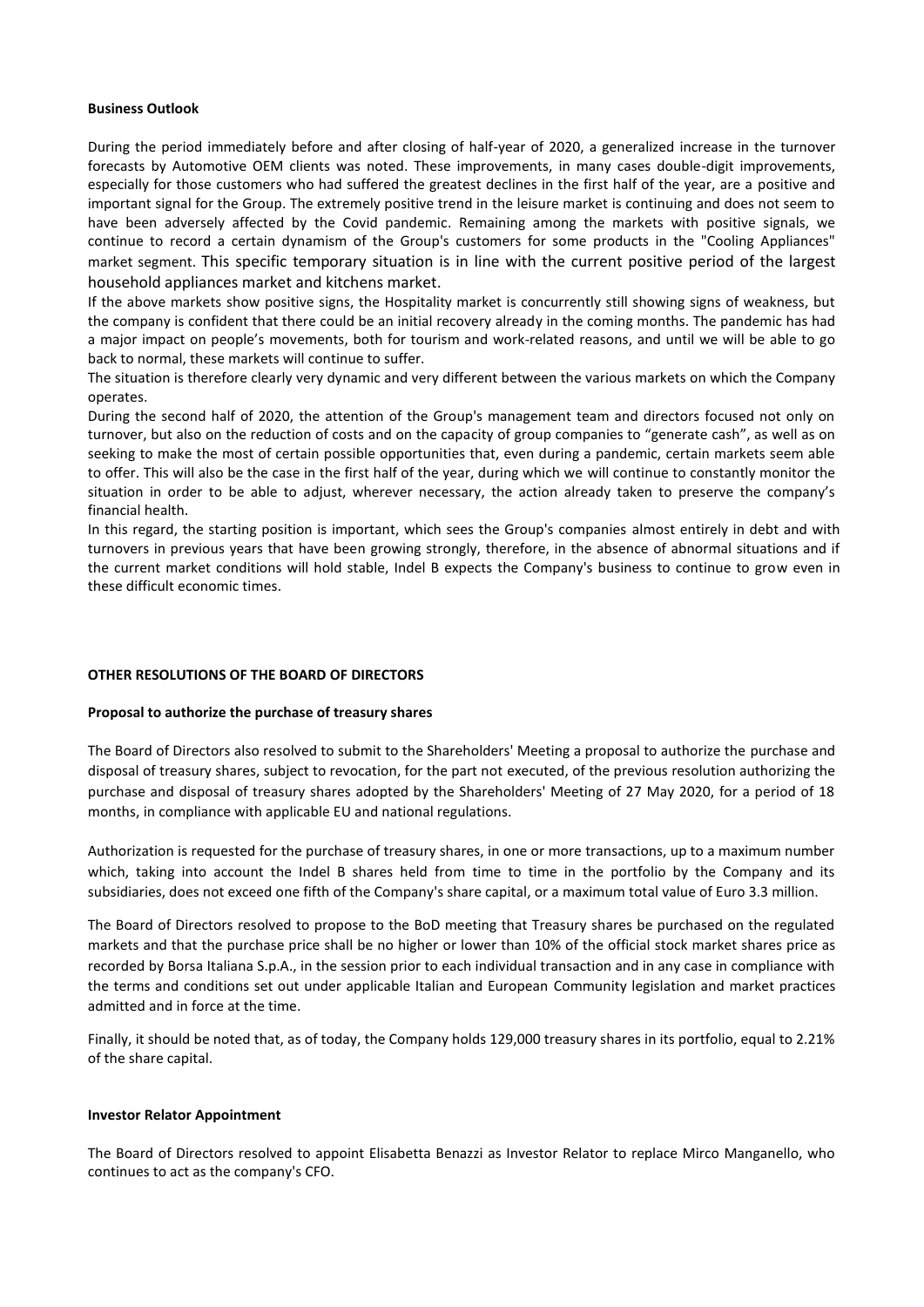**Business Outlook**

During the period immediately before and after closing of half-year of 2020, a generalized increase in the turnover forecasts by Automotive OEM clients was noted. These improvements, in many cases double-digit improvements, especially for those customers who had suffered the greatest declines in the first half of the year, are a positive and important signal for the Group. The extremely positive trend in the leisure market is continuing and does not seem to have been adversely affected by the Covid pandemic. Remaining among the markets with positive signals, we continue to record a certain dynamism of the Group's customers for some products in the "Cooling Appliances" market segment. This specific temporary situation is in line with the current positive period of the largest household appliances market and kitchens market.

If the above markets show positive signs, the Hospitality market is concurrently still showing signs of weakness, but the company is confident that there could be an initial recovery already in the coming months. The pandemic has had a major impact on people's movements, both for tourism and work-related reasons, and until we will be able to go back to normal, these markets will continue to suffer.

The situation is therefore clearly very dynamic and very different between the various markets on which the Company operates.

During the second half of 2020, the attention of the Group's management team and directors focused not only on turnover, but also on the reduction of costs and on the capacity of group companies to "generate cash", as well as on seeking to make the most of certain possible opportunities that, even during a pandemic, certain markets seem able to offer. This will also be the case in the first half of the year, during which we will continue to constantly monitor the situation in order to be able to adjust, wherever necessary, the action already taken to preserve the company's financial health.

In this regard, the starting position is important, which sees the Group's companies almost entirely in debt and with turnovers in previous years that have been growing strongly, therefore, in the absence of abnormal situations and if the current market conditions will hold stable, Indel B expects the Company's business to continue to grow even in these difficult economic times.

**OTHER RESOLUTIONS OF THE BOARD OF DIRECTORS**

**Proposal to authorize the purchase of treasury shares**

The Board of Directors also resolved to submit to the Shareholders' Meeting a proposal to authorize the purchase and disposal of treasury shares, subject to revocation, for the part not executed, of the previous resolution authorizing the purchase and disposal of treasury shares adopted by the Shareholders' Meeting of 27 May 2020, for a period of 18 months, in compliance with applicable EU and national regulations.

Authorization is requested for the purchase of treasury shares, in one or more transactions, up to a maximum number which, taking into account the Indel B shares held from time to time in the portfolio by the Company and its subsidiaries, does not exceed one fifth of the Company's share capital, or a maximum total value of Euro 3.3 million.

The Board of Directors resolved to propose to the BoD meeting that Treasury shares be purchased on the regulated markets and that the purchase price shall be no higher or lower than 10% of the official stock market shares price as recorded by Borsa Italiana S.p.A., in the session prior to each individual transaction and in any case in compliance with the terms and conditions set out under applicable Italian and European Community legislation and market practices admitted and in force at the time.

Finally, it should be noted that, as of today, the Company holds 129,000 treasury shares in its portfolio, equal to 2.21% of the share capital.

**Investor Relator Appointment**

The Board of Directors resolved to appoint Elisabetta Benazzi as Investor Relator to replace Mirco Manganello, who continues to act as the company's CFO.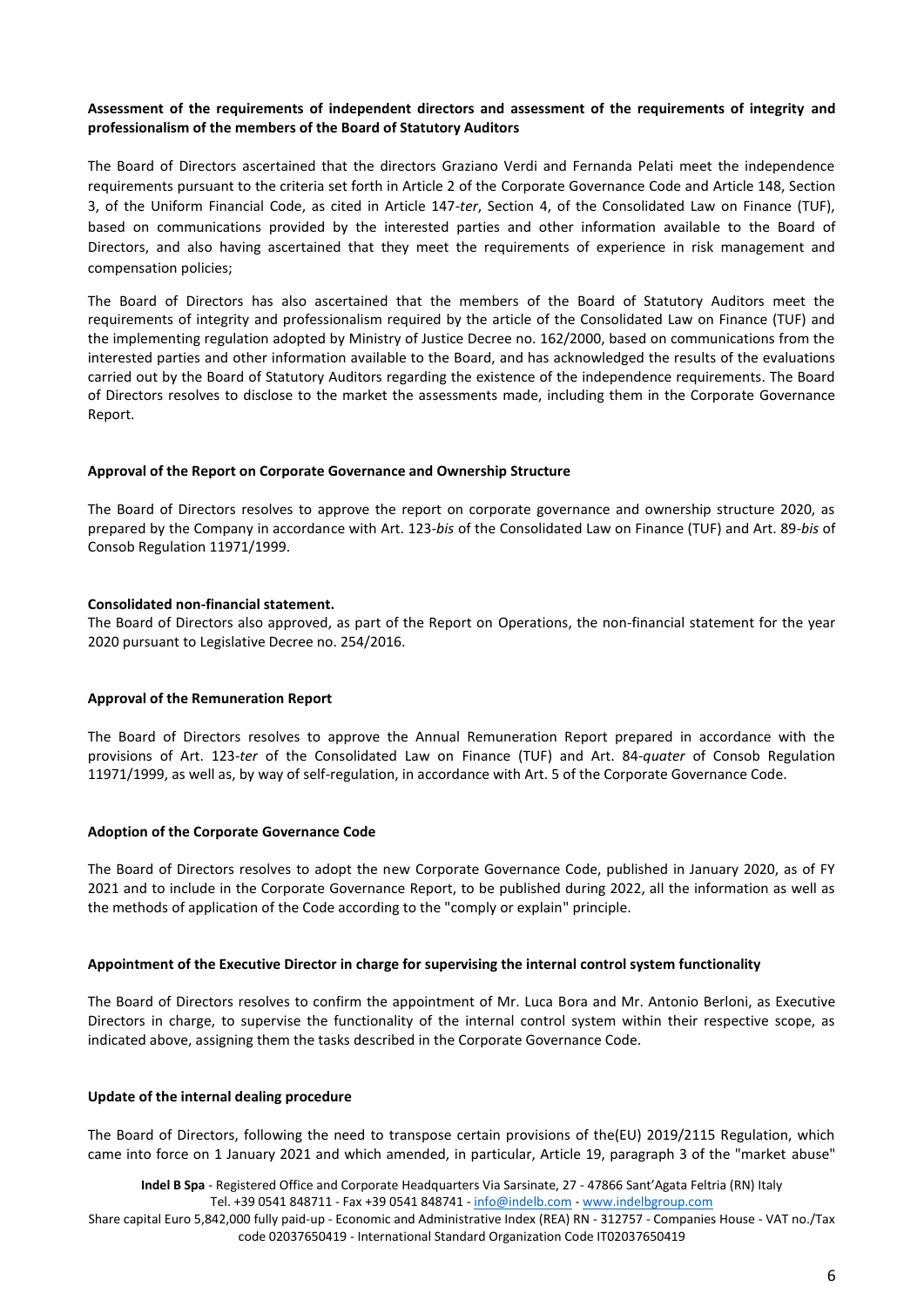**Assessment of the requirements of independent directors and assessment of the requirements of integrity and professionalism of the members of the Board of Statutory Auditors**

The Board of Directors ascertained that the directors Graziano Verdi and Fernanda Pelati meet the independence requirements pursuant to the criteria set forth in Article 2 of the Corporate Governance Code and Article 148, Section 3, of the Uniform Financial Code, as cited in Article 147-*ter*, Section 4, of the Consolidated Law on Finance (TUF), based on communications provided by the interested parties and other information available to the Board of Directors, and also having ascertained that they meet the requirements of experience in risk management and compensation policies;

The Board of Directors has also ascertained that the members of the Board of Statutory Auditors meet the requirements of integrity and professionalism required by the article of the Consolidated Law on Finance (TUF) and the implementing regulation adopted by Ministry of Justice Decree no. 162/2000, based on communications from the interested parties and other information available to the Board, and has acknowledged the results of the evaluations carried out by the Board of Statutory Auditors regarding the existence of the independence requirements. The Board of Directors resolves to disclose to the market the assessments made, including them in the Corporate Governance Report.

**Approval of the Report on Corporate Governance and Ownership Structure**

The Board of Directors resolves to approve the report on corporate governance and ownership structure 2020, as prepared by the Company in accordance with Art. 123-*bis* of the Consolidated Law on Finance (TUF) and Art. 89-*bis* of Consob Regulation 11971/1999.

**Consolidated non-financial statement.**

The Board of Directors also approved, as part of the Report on Operations, the non-financial statement for the year 2020 pursuant to Legislative Decree no. 254/2016.

**Approval of the Remuneration Report**

The Board of Directors resolves to approve the Annual Remuneration Report prepared in accordance with the provisions of Art. 123-*ter* of the Consolidated Law on Finance (TUF) and Art. 84-*quater* of Consob Regulation 11971/1999, as well as, by way of self-regulation, in accordance with Art. 5 of the Corporate Governance Code.

**Adoption of the Corporate Governance Code**

The Board of Directors resolves to adopt the new Corporate Governance Code, published in January 2020, as of FY 2021 and to include in the Corporate Governance Report, to be published during 2022, all the information as well as the methods of application of the Code according to the "comply or explain" principle.

**Appointment of the Executive Director in charge for supervising the internal control system functionality**

The Board of Directors resolves to confirm the appointment of Mr. Luca Bora and Mr. Antonio Berloni, as Executive Directors in charge, to supervise the functionality of the internal control system within their respective scope, as indicated above, assigning them the tasks described in the Corporate Governance Code.

**Update of the internal dealing procedure**

The Board of Directors, following the need to transpose certain provisions of the(EU) 2019/2115 Regulation, which came into force on 1 January 2021 and which amended, in particular, Article 19, paragraph 3 of the "market abuse"

**Indel B Spa** - Registered Office and Corporate Headquarters Via Sarsinate, 27 - 47866 Sant'Agata Feltria (RN) Italy
Tel. +39 0541 848711 - Fax +39 0541 848741 - info@indelb.com - www.indelbgroup.com
Share capital Euro 5,842,000 fully paid-up - Economic and Administrative Index (REA) RN - 312757 - Companies House - VAT no./Tax code 02037650419 - International Standard Organization Code IT02037650419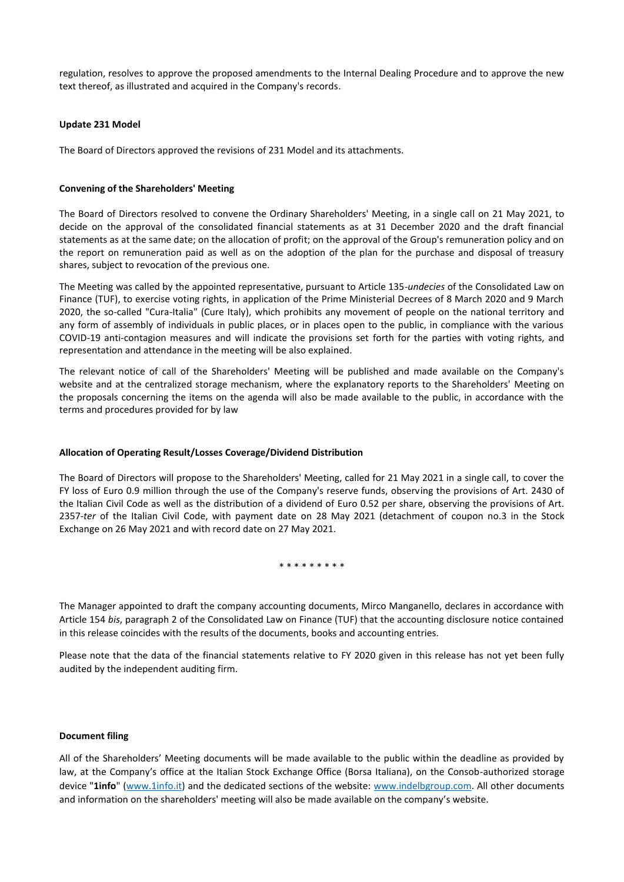regulation, resolves to approve the proposed amendments to the Internal Dealing Procedure and to approve the new text thereof, as illustrated and acquired in the Company's records.

**Update 231 Model**

The Board of Directors approved the revisions of 231 Model and its attachments.

**Convening of the Shareholders' Meeting**

The Board of Directors resolved to convene the Ordinary Shareholders' Meeting, in a single call on 21 May 2021, to decide on the approval of the consolidated financial statements as at 31 December 2020 and the draft financial statements as at the same date; on the allocation of profit; on the approval of the Group's remuneration policy and on the report on remuneration paid as well as on the adoption of the plan for the purchase and disposal of treasury shares, subject to revocation of the previous one.

The Meeting was called by the appointed representative, pursuant to Article 135-*undecies* of the Consolidated Law on Finance (TUF), to exercise voting rights, in application of the Prime Ministerial Decrees of 8 March 2020 and 9 March 2020, the so-called "Cura-Italia" (Cure Italy), which prohibits any movement of people on the national territory and any form of assembly of individuals in public places, or in places open to the public, in compliance with the various COVID-19 anti-contagion measures and will indicate the provisions set forth for the parties with voting rights, and representation and attendance in the meeting will be also explained.

The relevant notice of call of the Shareholders' Meeting will be published and made available on the Company's website and at the centralized storage mechanism, where the explanatory reports to the Shareholders' Meeting on the proposals concerning the items on the agenda will also be made available to the public, in accordance with the terms and procedures provided for by law

**Allocation of Operating Result/Losses Coverage/Dividend Distribution**

The Board of Directors will propose to the Shareholders' Meeting, called for 21 May 2021 in a single call, to cover the FY loss of Euro 0.9 million through the use of the Company's reserve funds, observing the provisions of Art. 2430 of the Italian Civil Code as well as the distribution of a dividend of Euro 0.52 per share, observing the provisions of Art. 2357-*ter* of the Italian Civil Code, with payment date on 28 May 2021 (detachment of coupon no.3 in the Stock Exchange on 26 May 2021 and with record date on 27 May 2021.

\* \* \* \* \* \* \* \* \*

The Manager appointed to draft the company accounting documents, Mirco Manganello, declares in accordance with Article 154 *bis*, paragraph 2 of the Consolidated Law on Finance (TUF) that the accounting disclosure notice contained in this release coincides with the results of the documents, books and accounting entries.

Please note that the data of the financial statements relative to FY 2020 given in this release has not yet been fully audited by the independent auditing firm.

**Document filing**

All of the Shareholders' Meeting documents will be made available to the public within the deadline as provided by law, at the Company's office at the Italian Stock Exchange Office (Borsa Italiana), on the Consob-authorized storage device "**1info**" (www.1info.it) and the dedicated sections of the website: www.indelbgroup.com. All other documents and information on the shareholders' meeting will also be made available on the company's website.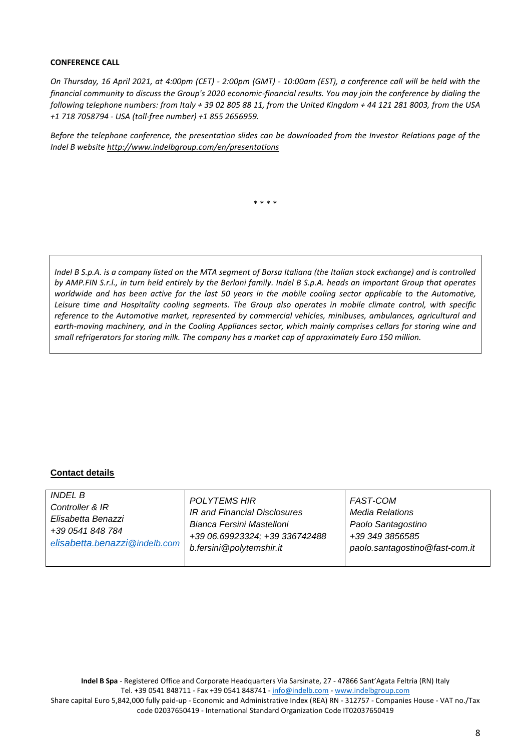**CONFERENCE CALL**

*On Thursday, 16 April 2021, at 4:00pm (CET) - 2:00pm (GMT) - 10:00am (EST), a conference call will be held with the financial community to discuss the Group's 2020 economic-financial results. You may join the conference by dialing the following telephone numbers: from Italy + 39 02 805 88 11, from the United Kingdom + 44 121 281 8003, from the USA +1 718 7058794 - USA (toll-free number) +1 855 2656959.*

*Before the telephone conference, the presentation slides can be downloaded from the Investor Relations page of the Indel B website http://www.indelbgroup.com/en/presentations*

\* \* \* \*

*Indel B S.p.A. is a company listed on the MTA segment of Borsa Italiana (the Italian stock exchange) and is controlled by AMP.FIN S.r.l., in turn held entirely by the Berloni family. Indel B S.p.A. heads an important Group that operates worldwide and has been active for the last 50 years in the mobile cooling sector applicable to the Automotive, Leisure time and Hospitality cooling segments. The Group also operates in mobile climate control, with specific reference to the Automotive market, represented by commercial vehicles, minibuses, ambulances, agricultural and earth-moving machinery, and in the Cooling Appliances sector, which mainly comprises cellars for storing wine and small refrigerators for storing milk. The company has a market cap of approximately Euro 150 million.*

**Contact details**

| *INDEL B*<br>*Controller & IR*<br>*Elisabetta Benazzi*<br>*+39 0541 848 784*<br>*elisabetta.benazzi@indelb.com* | *POLYTEMS HIR*<br>*IR and Financial Disclosures*<br>*Bianca Fersini Mastelloni*<br>*+39 06.69923324; +39 336742488*<br>*b.fersini@polytemshir.it* | *FAST-COM*<br>*Media Relations*<br>*Paolo Santagostino*<br>*+39 349 3856585*<br>*paolo.santagostino@fast-com.it* |
|---|---|---|

**Indel B Spa** - Registered Office and Corporate Headquarters Via Sarsinate, 27 - 47866 Sant'Agata Feltria (RN) Italy
Tel. +39 0541 848711 - Fax +39 0541 848741 - info@indelb.com - www.indelbgroup.com
Share capital Euro 5,842,000 fully paid-up - Economic and Administrative Index (REA) RN - 312757 - Companies House - VAT no./Tax code 02037650419 - International Standard Organization Code IT02037650419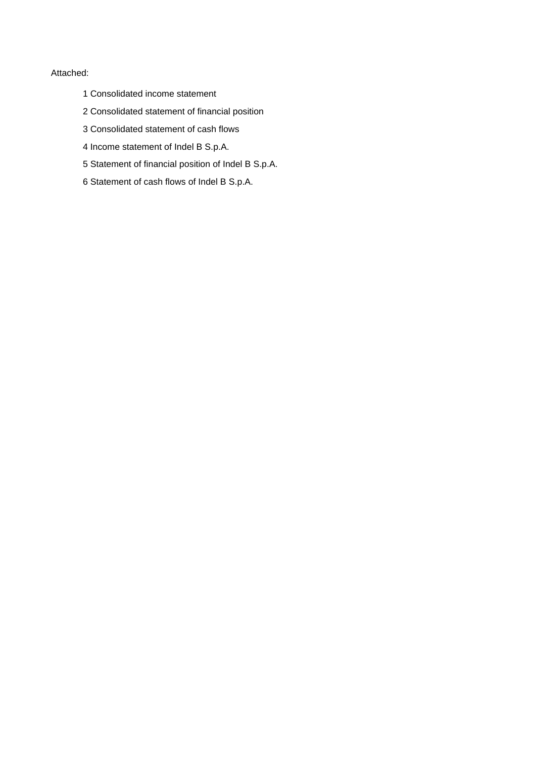Attached:

1 Consolidated income statement

2 Consolidated statement of financial position

3 Consolidated statement of cash flows

4 Income statement of Indel B S.p.A.

5 Statement of financial position of Indel B S.p.A.

6 Statement of cash flows of Indel B S.p.A.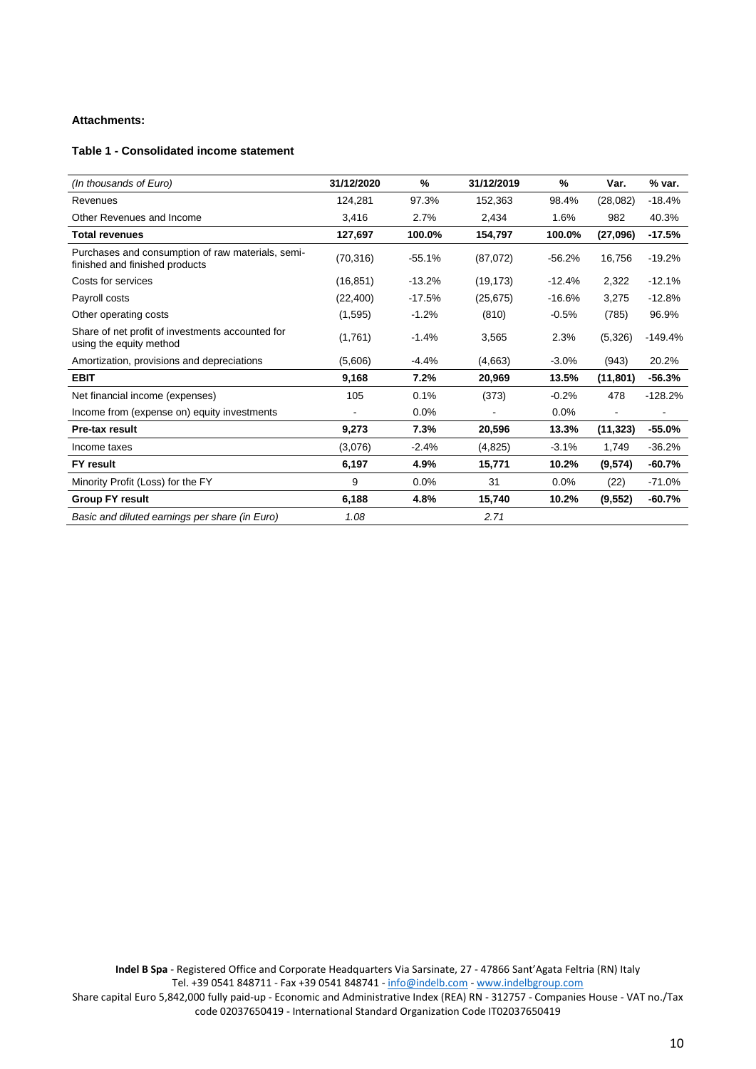**Attachments:**

**Table 1 - Consolidated income statement**

| *(In thousands of Euro)* | 31/12/2020 | % | 31/12/2019 | % | Var. | % var. |
|---|---|---|---|---|---|---|
| Revenues | 124,281 | 97.3% | 152,363 | 98.4% | (28,082) | -18.4% |
| Other Revenues and Income | 3,416 | 2.7% | 2,434 | 1.6% | 982 | 40.3% |
| **Total revenues** | **127,697** | **100.0%** | **154,797** | **100.0%** | **(27,096)** | **-17.5%** |
| Purchases and consumption of raw materials, semi-finished and finished products | (70,316) | -55.1% | (87,072) | -56.2% | 16,756 | -19.2% |
| Costs for services | (16,851) | -13.2% | (19,173) | -12.4% | 2,322 | -12.1% |
| Payroll costs | (22,400) | -17.5% | (25,675) | -16.6% | 3,275 | -12.8% |
| Other operating costs | (1,595) | -1.2% | (810) | -0.5% | (785) | 96.9% |
| Share of net profit of investments accounted for using the equity method | (1,761) | -1.4% | 3,565 | 2.3% | (5,326) | -149.4% |
| Amortization, provisions and depreciations | (5,606) | -4.4% | (4,663) | -3.0% | (943) | 20.2% |
| **EBIT** | **9,168** | **7.2%** | **20,969** | **13.5%** | **(11,801)** | **-56.3%** |
| Net financial income (expenses) | 105 | 0.1% | (373) | -0.2% | 478 | -128.2% |
| Income from (expense on) equity investments | - | 0.0% | - | 0.0% | - | - |
| **Pre-tax result** | **9,273** | **7.3%** | **20,596** | **13.3%** | **(11,323)** | **-55.0%** |
| Income taxes | (3,076) | -2.4% | (4,825) | -3.1% | 1,749 | -36.2% |
| **FY result** | **6,197** | **4.9%** | **15,771** | **10.2%** | **(9,574)** | **-60.7%** |
| Minority Profit (Loss) for the FY | 9 | 0.0% | 31 | 0.0% | (22) | -71.0% |
| **Group FY result** | **6,188** | **4.8%** | **15,740** | **10.2%** | **(9,552)** | **-60.7%** |
| *Basic and diluted earnings per share (in Euro)* | *1.08* | | *2.71* | | | |

**Indel B Spa** - Registered Office and Corporate Headquarters Via Sarsinate, 27 - 47866 Sant'Agata Feltria (RN) Italy
Tel. +39 0541 848711 - Fax +39 0541 848741 - info@indelb.com - www.indelbgroup.com
Share capital Euro 5,842,000 fully paid-up - Economic and Administrative Index (REA) RN - 312757 - Companies House - VAT no./Tax code 02037650419 - International Standard Organization Code IT02037650419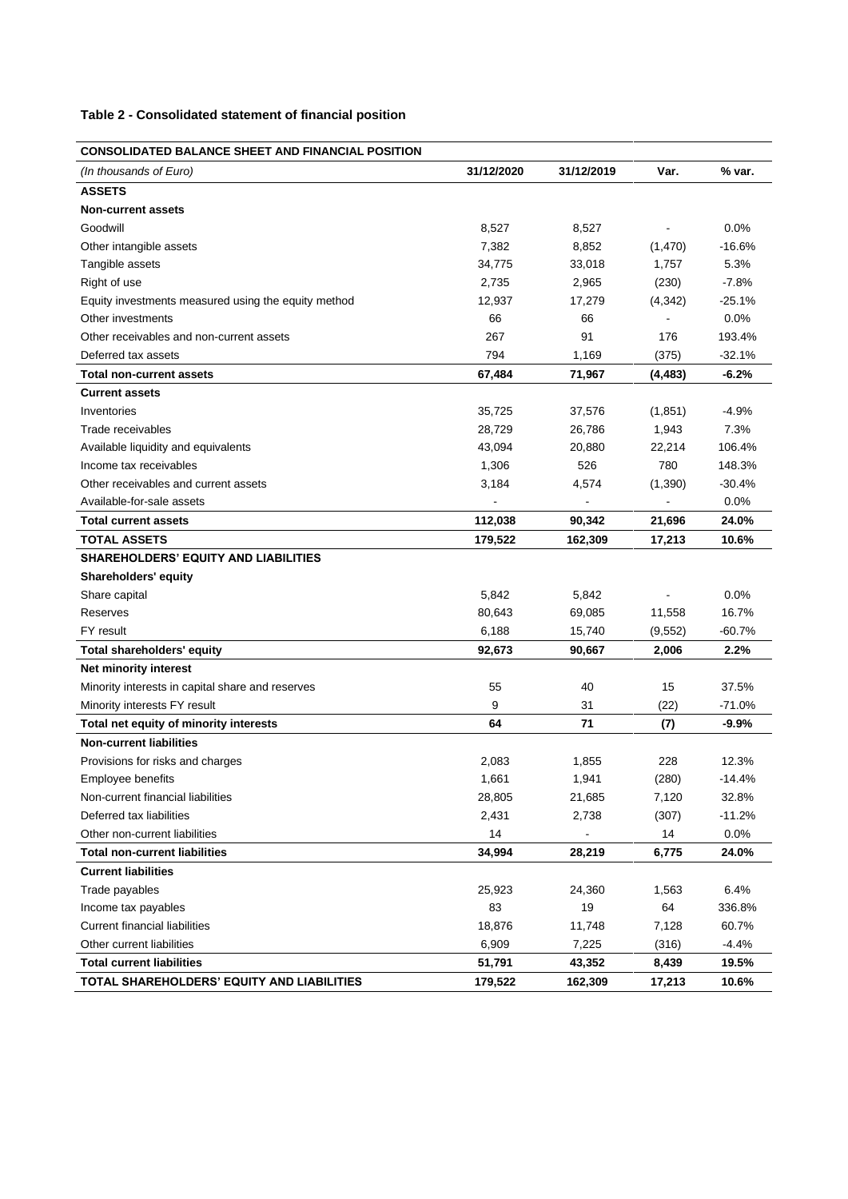**Table 2 - Consolidated statement of financial position**

| CONSOLIDATED BALANCE SHEET AND FINANCIAL POSITION | | | | |
|---|---|---|---|---|
| *(In thousands of Euro)* | **31/12/2020** | **31/12/2019** | **Var.** | **% var.** |
| **ASSETS** | | | | |
| **Non-current assets** | | | | |
| Goodwill | 8,527 | 8,527 | - | 0.0% |
| Other intangible assets | 7,382 | 8,852 | (1,470) | -16.6% |
| Tangible assets | 34,775 | 33,018 | 1,757 | 5.3% |
| Right of use | 2,735 | 2,965 | (230) | -7.8% |
| Equity investments measured using the equity method | 12,937 | 17,279 | (4,342) | -25.1% |
| Other investments | 66 | 66 | - | 0.0% |
| Other receivables and non-current assets | 267 | 91 | 176 | 193.4% |
| Deferred tax assets | 794 | 1,169 | (375) | -32.1% |
| **Total non-current assets** | **67,484** | **71,967** | **(4,483)** | **-6.2%** |
| **Current assets** | | | | |
| Inventories | 35,725 | 37,576 | (1,851) | -4.9% |
| Trade receivables | 28,729 | 26,786 | 1,943 | 7.3% |
| Available liquidity and equivalents | 43,094 | 20,880 | 22,214 | 106.4% |
| Income tax receivables | 1,306 | 526 | 780 | 148.3% |
| Other receivables and current assets | 3,184 | 4,574 | (1,390) | -30.4% |
| Available-for-sale assets | - | - | - | 0.0% |
| **Total current assets** | **112,038** | **90,342** | **21,696** | **24.0%** |
| **TOTAL ASSETS** | **179,522** | **162,309** | **17,213** | **10.6%** |
| **SHAREHOLDERS' EQUITY AND LIABILITIES** | | | | |
| **Shareholders' equity** | | | | |
| Share capital | 5,842 | 5,842 | - | 0.0% |
| Reserves | 80,643 | 69,085 | 11,558 | 16.7% |
| FY result | 6,188 | 15,740 | (9,552) | -60.7% |
| **Total shareholders' equity** | **92,673** | **90,667** | **2,006** | **2.2%** |
| **Net minority interest** | | | | |
| Minority interests in capital share and reserves | 55 | 40 | 15 | 37.5% |
| Minority interests FY result | 9 | 31 | (22) | -71.0% |
| **Total net equity of minority interests** | **64** | **71** | **(7)** | **-9.9%** |
| **Non-current liabilities** | | | | |
| Provisions for risks and charges | 2,083 | 1,855 | 228 | 12.3% |
| Employee benefits | 1,661 | 1,941 | (280) | -14.4% |
| Non-current financial liabilities | 28,805 | 21,685 | 7,120 | 32.8% |
| Deferred tax liabilities | 2,431 | 2,738 | (307) | -11.2% |
| Other non-current liabilities | 14 | - | 14 | 0.0% |
| **Total non-current liabilities** | **34,994** | **28,219** | **6,775** | **24.0%** |
| **Current liabilities** | | | | |
| Trade payables | 25,923 | 24,360 | 1,563 | 6.4% |
| Income tax payables | 83 | 19 | 64 | 336.8% |
| Current financial liabilities | 18,876 | 11,748 | 7,128 | 60.7% |
| Other current liabilities | 6,909 | 7,225 | (316) | -4.4% |
| **Total current liabilities** | **51,791** | **43,352** | **8,439** | **19.5%** |
| **TOTAL SHAREHOLDERS' EQUITY AND LIABILITIES** | **179,522** | **162,309** | **17,213** | **10.6%** |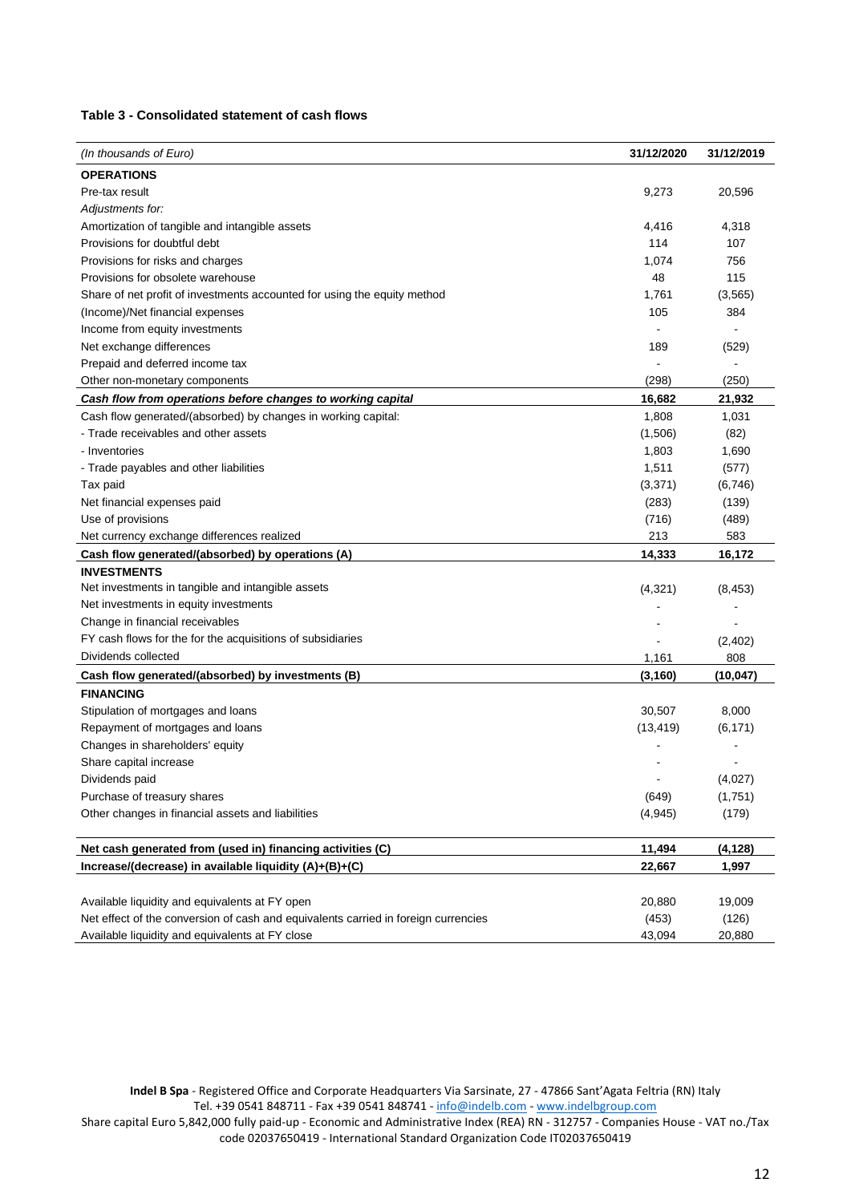**Table 3 - Consolidated statement of cash flows**

| *(In thousands of Euro)* | **31/12/2020** | **31/12/2019** |
|---|---|---|
| **OPERATIONS** | | |
| Pre-tax result | 9,273 | 20,596 |
| *Adjustments for:* | | |
| Amortization of tangible and intangible assets | 4,416 | 4,318 |
| Provisions for doubtful debt | 114 | 107 |
| Provisions for risks and charges | 1,074 | 756 |
| Provisions for obsolete warehouse | 48 | 115 |
| Share of net profit of investments accounted for using the equity method | 1,761 | (3,565) |
| (Income)/Net financial expenses | 105 | 384 |
| Income from equity investments | - | - |
| Net exchange differences | 189 | (529) |
| Prepaid and deferred income tax | - | - |
| Other non-monetary components | (298) | (250) |
| ***Cash flow from operations before changes to working capital*** | **16,682** | **21,932** |
| Cash flow generated/(absorbed) by changes in working capital: | 1,808 | 1,031 |
| - Trade receivables and other assets | (1,506) | (82) |
| - Inventories | 1,803 | 1,690 |
| - Trade payables and other liabilities | 1,511 | (577) |
| Tax paid | (3,371) | (6,746) |
| Net financial expenses paid | (283) | (139) |
| Use of provisions | (716) | (489) |
| Net currency exchange differences realized | 213 | 583 |
| **Cash flow generated/(absorbed) by operations (A)** | **14,333** | **16,172** |
| **INVESTMENTS** | | |
| Net investments in tangible and intangible assets | (4,321) | (8,453) |
| Net investments in equity investments | - | - |
| Change in financial receivables | - | - |
| FY cash flows for the for the acquisitions of subsidiaries | - | (2,402) |
| Dividends collected | 1,161 | 808 |
| **Cash flow generated/(absorbed) by investments (B)** | **(3,160)** | **(10,047)** |
| **FINANCING** | | |
| Stipulation of mortgages and loans | 30,507 | 8,000 |
| Repayment of mortgages and loans | (13,419) | (6,171) |
| Changes in shareholders' equity | - | - |
| Share capital increase | - | - |
| Dividends paid | - | (4,027) |
| Purchase of treasury shares | (649) | (1,751) |
| Other changes in financial assets and liabilities | (4,945) | (179) |
| **Net cash generated from (used in) financing activities (C)** | **11,494** | **(4,128)** |
| **Increase/(decrease) in available liquidity (A)+(B)+(C)** | **22,667** | **1,997** |
| Available liquidity and equivalents at FY open | 20,880 | 19,009 |
| Net effect of the conversion of cash and equivalents carried in foreign currencies | (453) | (126) |
| Available liquidity and equivalents at FY close | 43,094 | 20,880 |

**Indel B Spa** - Registered Office and Corporate Headquarters Via Sarsinate, 27 - 47866 Sant'Agata Feltria (RN) Italy
Tel. +39 0541 848711 - Fax +39 0541 848741 - info@indelb.com - www.indelbgroup.com
Share capital Euro 5,842,000 fully paid-up - Economic and Administrative Index (REA) RN - 312757 - Companies House - VAT no./Tax code 02037650419 - International Standard Organization Code IT02037650419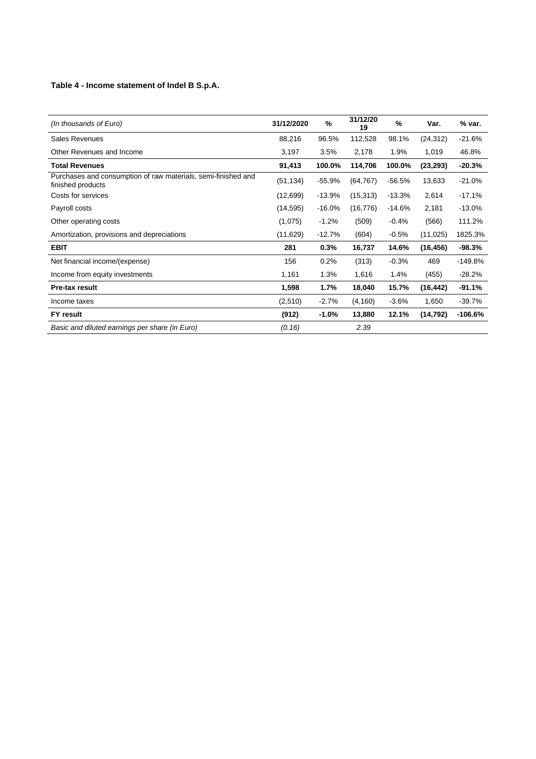**Table 4 - Income statement of Indel B S.p.A.**

| *(In thousands of Euro)* | **31/12/2020** | **%** | **31/12/2019** | **%** | **Var.** | **% var.** |
|---|---|---|---|---|---|---|
| Sales Revenues | 88,216 | 96.5% | 112,528 | 98.1% | (24,312) | -21.6% |
| Other Revenues and Income | 3,197 | 3.5% | 2,178 | 1.9% | 1,019 | 46.8% |
| **Total Revenues** | **91,413** | **100.0%** | **114,706** | **100.0%** | **(23,293)** | **-20.3%** |
| Purchases and consumption of raw materials, semi-finished and finished products | (51,134) | -55.9% | (64,767) | -56.5% | 13,633 | -21.0% |
| Costs for services | (12,699) | -13.9% | (15,313) | -13.3% | 2,614 | -17.1% |
| Payroll costs | (14,595) | -16.0% | (16,776) | -14.6% | 2,181 | -13.0% |
| Other operating costs | (1,075) | -1.2% | (509) | -0.4% | (566) | 111.2% |
| Amortization, provisions and depreciations | (11,629) | -12.7% | (604) | -0.5% | (11,025) | 1825.3% |
| **EBIT** | **281** | **0.3%** | **16,737** | **14.6%** | **(16,456)** | **-98.3%** |
| Net financial income/(expense) | 156 | 0.2% | (313) | -0.3% | 469 | -149.8% |
| Income from equity investments | 1,161 | 1.3% | 1,616 | 1.4% | (455) | -28.2% |
| **Pre-tax result** | **1,598** | **1.7%** | **18,040** | **15.7%** | **(16,442)** | **-91.1%** |
| Income taxes | (2,510) | -2.7% | (4,160) | -3.6% | 1,650 | -39.7% |
| **FY result** | **(912)** | **-1.0%** | **13,880** | **12.1%** | **(14,792)** | **-106.6%** |
| *Basic and diluted earnings per share (in Euro)* | *(0.16)* | | *2.39* | | | |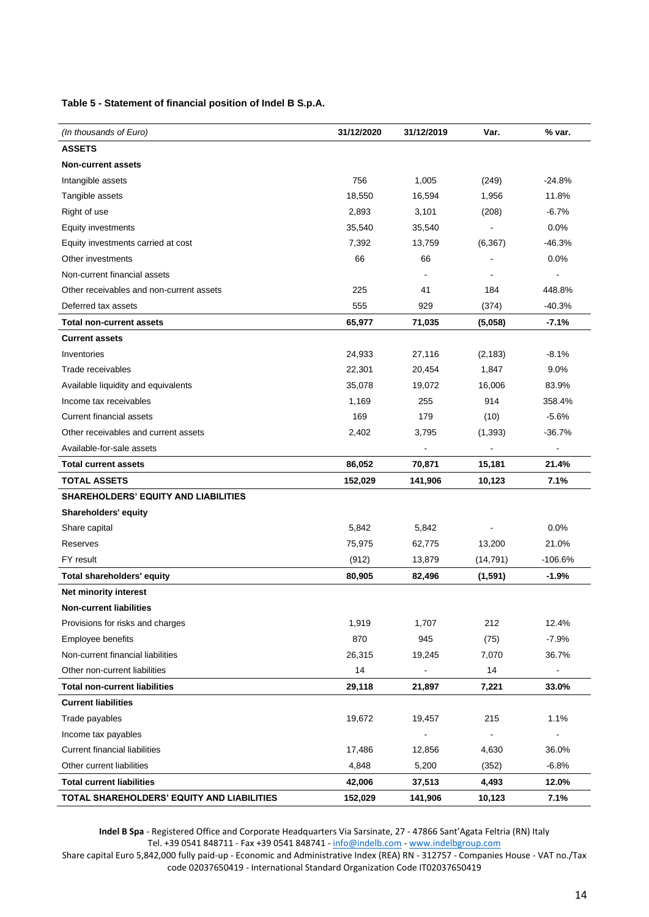**Table 5 - Statement of financial position of Indel B S.p.A.**

| *(In thousands of Euro)* | 31/12/2020 | 31/12/2019 | Var. | % var. |
|---|---|---|---|---|
| **ASSETS** | | | | |
| **Non-current assets** | | | | |
| Intangible assets | 756 | 1,005 | (249) | -24.8% |
| Tangible assets | 18,550 | 16,594 | 1,956 | 11.8% |
| Right of use | 2,893 | 3,101 | (208) | -6.7% |
| Equity investments | 35,540 | 35,540 | - | 0.0% |
| Equity investments carried at cost | 7,392 | 13,759 | (6,367) | -46.3% |
| Other investments | 66 | 66 | - | 0.0% |
| Non-current financial assets | | - | - | - |
| Other receivables and non-current assets | 225 | 41 | 184 | 448.8% |
| Deferred tax assets | 555 | 929 | (374) | -40.3% |
| **Total non-current assets** | **65,977** | **71,035** | **(5,058)** | **-7.1%** |
| **Current assets** | | | | |
| Inventories | 24,933 | 27,116 | (2,183) | -8.1% |
| Trade receivables | 22,301 | 20,454 | 1,847 | 9.0% |
| Available liquidity and equivalents | 35,078 | 19,072 | 16,006 | 83.9% |
| Income tax receivables | 1,169 | 255 | 914 | 358.4% |
| Current financial assets | 169 | 179 | (10) | -5.6% |
| Other receivables and current assets | 2,402 | 3,795 | (1,393) | -36.7% |
| Available-for-sale assets | | - | - | - |
| **Total current assets** | **86,052** | **70,871** | **15,181** | **21.4%** |
| **TOTAL ASSETS** | **152,029** | **141,906** | **10,123** | **7.1%** |
| **SHAREHOLDERS' EQUITY AND LIABILITIES** | | | | |
| **Shareholders' equity** | | | | |
| Share capital | 5,842 | 5,842 | - | 0.0% |
| Reserves | 75,975 | 62,775 | 13,200 | 21.0% |
| FY result | (912) | 13,879 | (14,791) | -106.6% |
| **Total shareholders' equity** | **80,905** | **82,496** | **(1,591)** | **-1.9%** |
| **Net minority interest** | | | | |
| **Non-current liabilities** | | | | |
| Provisions for risks and charges | 1,919 | 1,707 | 212 | 12.4% |
| Employee benefits | 870 | 945 | (75) | -7.9% |
| Non-current financial liabilities | 26,315 | 19,245 | 7,070 | 36.7% |
| Other non-current liabilities | 14 | - | 14 | - |
| **Total non-current liabilities** | **29,118** | **21,897** | **7,221** | **33.0%** |
| **Current liabilities** | | | | |
| Trade payables | 19,672 | 19,457 | 215 | 1.1% |
| Income tax payables | | - | - | - |
| Current financial liabilities | 17,486 | 12,856 | 4,630 | 36.0% |
| Other current liabilities | 4,848 | 5,200 | (352) | -6.8% |
| **Total current liabilities** | **42,006** | **37,513** | **4,493** | **12.0%** |
| **TOTAL SHAREHOLDERS' EQUITY AND LIABILITIES** | **152,029** | **141,906** | **10,123** | **7.1%** |

**Indel B Spa** - Registered Office and Corporate Headquarters Via Sarsinate, 27 - 47866 Sant'Agata Feltria (RN) Italy
Tel. +39 0541 848711 - Fax +39 0541 848741 - info@indelb.com - www.indelbgroup.com
Share capital Euro 5,842,000 fully paid-up - Economic and Administrative Index (REA) RN - 312757 - Companies House - VAT no./Tax code 02037650419 - International Standard Organization Code IT02037650419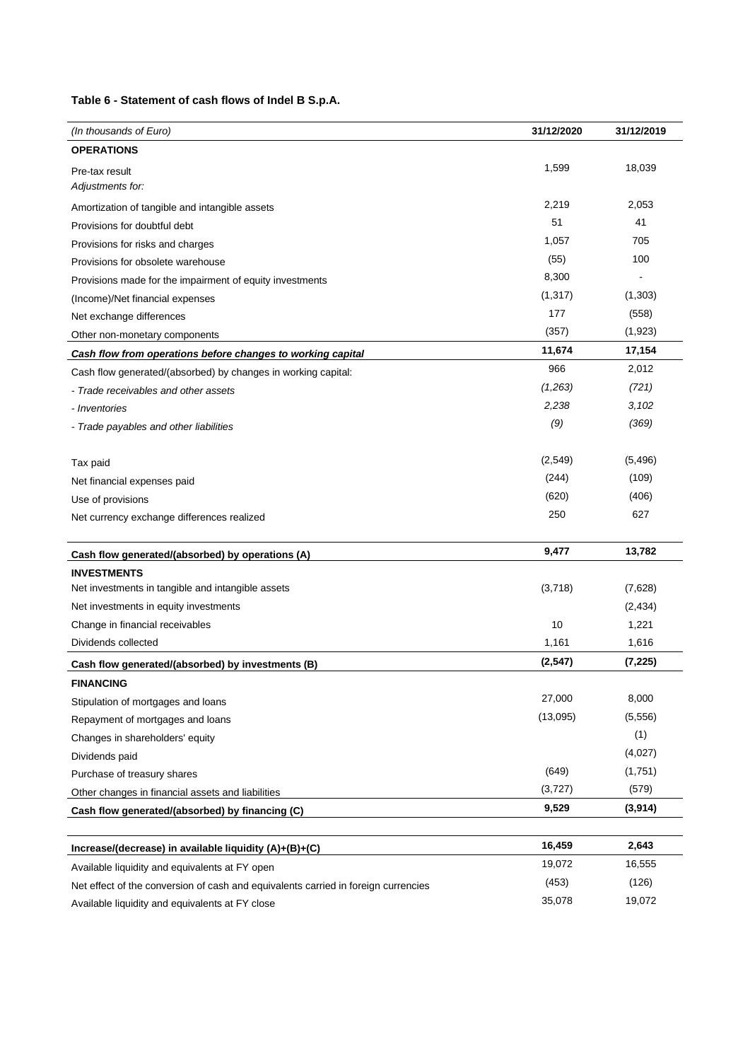**Table 6 - Statement of cash flows of Indel B S.p.A.**

| *(In thousands of Euro)* | **31/12/2020** | **31/12/2019** |
|---|---|---|
| **OPERATIONS** | | |
| Pre-tax result | 1,599 | 18,039 |
| *Adjustments for:* | | |
| Amortization of tangible and intangible assets | 2,219 | 2,053 |
| Provisions for doubtful debt | 51 | 41 |
| Provisions for risks and charges | 1,057 | 705 |
| Provisions for obsolete warehouse | (55) | 100 |
| Provisions made for the impairment of equity investments | 8,300 | - |
| (Income)/Net financial expenses | (1,317) | (1,303) |
| Net exchange differences | 177 | (558) |
| Other non-monetary components | (357) | (1,923) |
| ***Cash flow from operations before changes to working capital*** | **11,674** | **17,154** |
| Cash flow generated/(absorbed) by changes in working capital: | 966 | 2,012 |
| *- Trade receivables and other assets* | *(1,263)* | *(721)* |
| *- Inventories* | *2,238* | *3,102* |
| *- Trade payables and other liabilities* | *(9)* | *(369)* |
| Tax paid | (2,549) | (5,496) |
| Net financial expenses paid | (244) | (109) |
| Use of provisions | (620) | (406) |
| Net currency exchange differences realized | 250 | 627 |
| **Cash flow generated/(absorbed) by operations (A)** | **9,477** | **13,782** |
| **INVESTMENTS** | | |
| Net investments in tangible and intangible assets | (3,718) | (7,628) |
| Net investments in equity investments | | (2,434) |
| Change in financial receivables | 10 | 1,221 |
| Dividends collected | 1,161 | 1,616 |
| **Cash flow generated/(absorbed) by investments (B)** | **(2,547)** | **(7,225)** |
| **FINANCING** | | |
| Stipulation of mortgages and loans | 27,000 | 8,000 |
| Repayment of mortgages and loans | (13,095) | (5,556) |
| Changes in shareholders' equity | | (1) |
| Dividends paid | | (4,027) |
| Purchase of treasury shares | (649) | (1,751) |
| Other changes in financial assets and liabilities | (3,727) | (579) |
| **Cash flow generated/(absorbed) by financing (C)** | **9,529** | **(3,914)** |
| **Increase/(decrease) in available liquidity (A)+(B)+(C)** | **16,459** | **2,643** |
| Available liquidity and equivalents at FY open | 19,072 | 16,555 |
| Net effect of the conversion of cash and equivalents carried in foreign currencies | (453) | (126) |
| Available liquidity and equivalents at FY close | 35,078 | 19,072 |